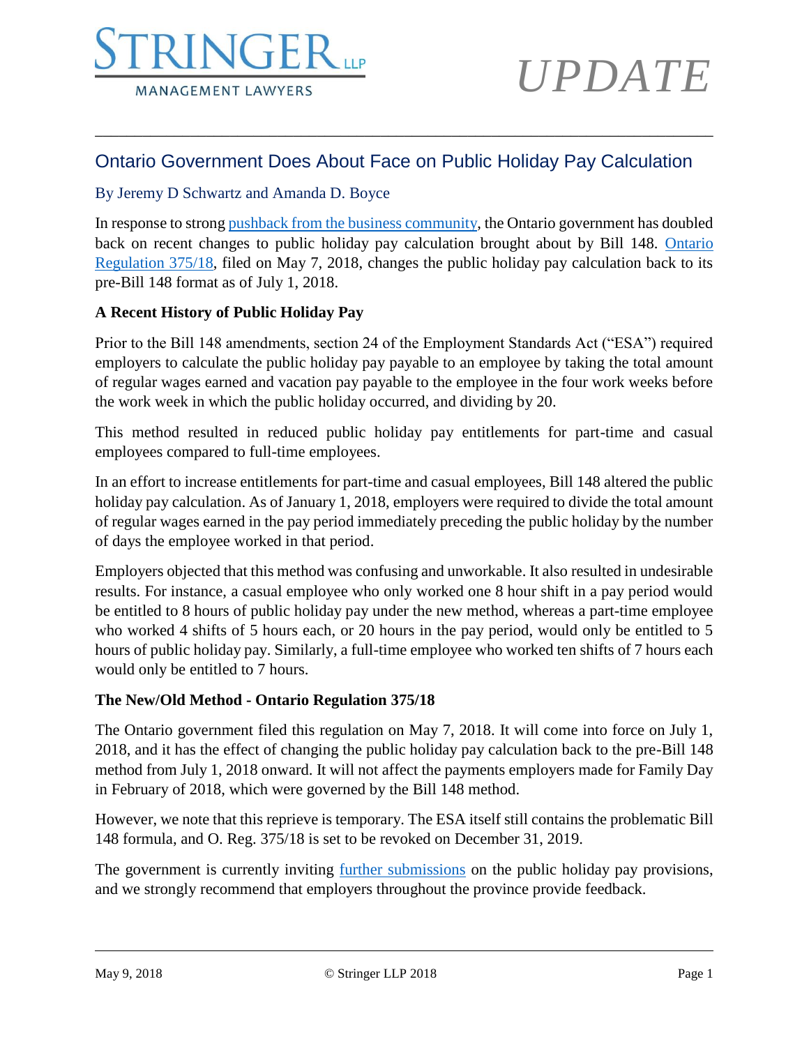STRINGER LLP
MANAGEMENT LAWYERS

*UPDATE*

## Ontario Government Does About Face on Public Holiday Pay Calculation

By Jeremy D Schwartz and Amanda D. Boyce

In response to strong pushback from the business community, the Ontario government has doubled back on recent changes to public holiday pay calculation brought about by Bill 148. Ontario Regulation 375/18, filed on May 7, 2018, changes the public holiday pay calculation back to its pre-Bill 148 format as of July 1, 2018.

**A Recent History of Public Holiday Pay**

Prior to the Bill 148 amendments, section 24 of the Employment Standards Act ("ESA") required employers to calculate the public holiday pay payable to an employee by taking the total amount of regular wages earned and vacation pay payable to the employee in the four work weeks before the work week in which the public holiday occurred, and dividing by 20.

This method resulted in reduced public holiday pay entitlements for part-time and casual employees compared to full-time employees.

In an effort to increase entitlements for part-time and casual employees, Bill 148 altered the public holiday pay calculation. As of January 1, 2018, employers were required to divide the total amount of regular wages earned in the pay period immediately preceding the public holiday by the number of days the employee worked in that period.

Employers objected that this method was confusing and unworkable. It also resulted in undesirable results. For instance, a casual employee who only worked one 8 hour shift in a pay period would be entitled to 8 hours of public holiday pay under the new method, whereas a part-time employee who worked 4 shifts of 5 hours each, or 20 hours in the pay period, would only be entitled to 5 hours of public holiday pay. Similarly, a full-time employee who worked ten shifts of 7 hours each would only be entitled to 7 hours.

**The New/Old Method - Ontario Regulation 375/18**

The Ontario government filed this regulation on May 7, 2018. It will come into force on July 1, 2018, and it has the effect of changing the public holiday pay calculation back to the pre-Bill 148 method from July 1, 2018 onward. It will not affect the payments employers made for Family Day in February of 2018, which were governed by the Bill 148 method.

However, we note that this reprieve is temporary. The ESA itself still contains the problematic Bill 148 formula, and O. Reg. 375/18 is set to be revoked on December 31, 2019.

The government is currently inviting further submissions on the public holiday pay provisions, and we strongly recommend that employers throughout the province provide feedback.

May 9, 2018 © Stringer LLP 2018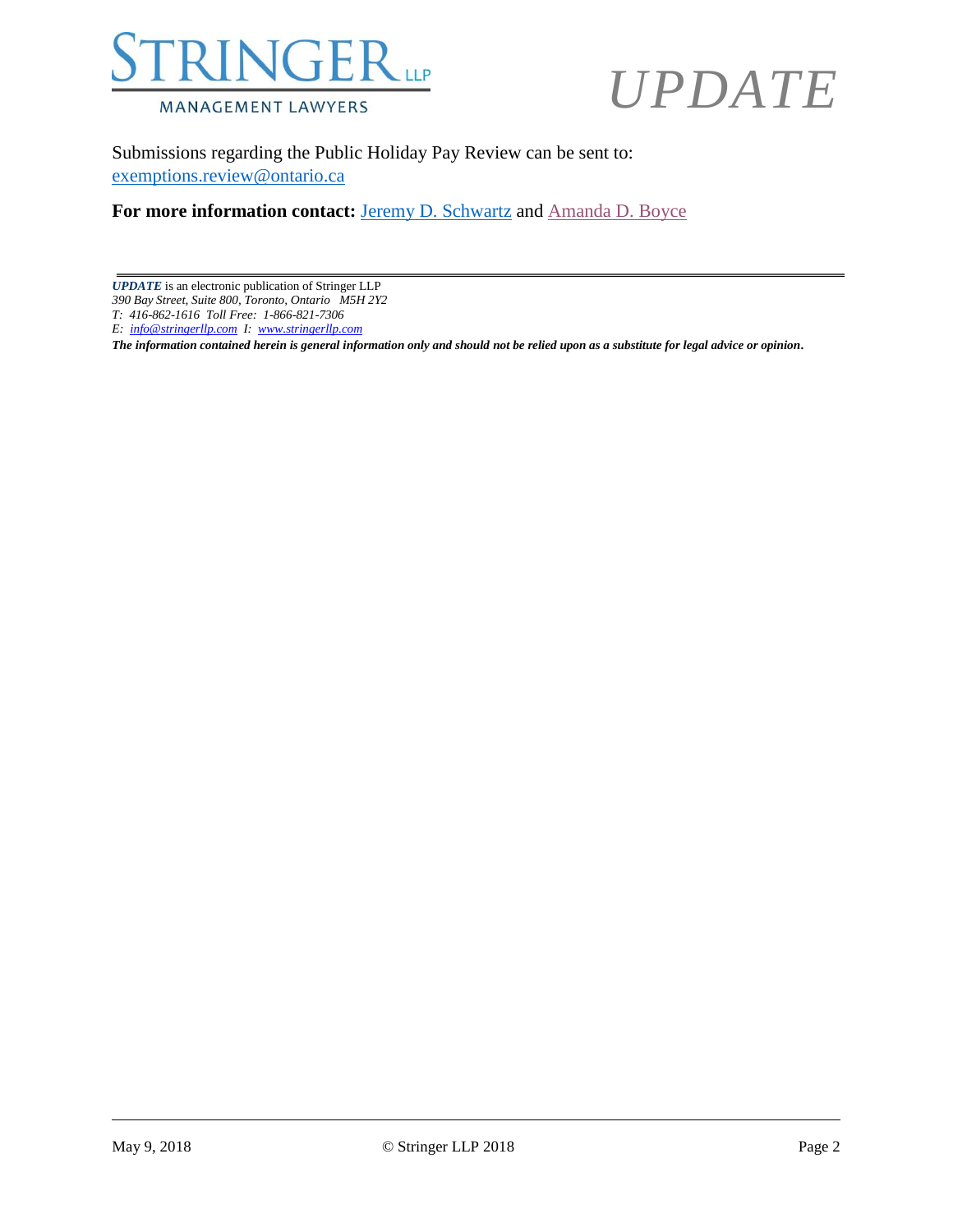Submissions regarding the Public Holiday Pay Review can be sent to: exemptions.review@ontario.ca

**For more information contact:** Jeremy D. Schwartz and Amanda D. Boyce

---

***UPDATE*** is an electronic publication of Stringer LLP
*390 Bay Street, Suite 800, Toronto, Ontario M5H 2Y2*
*T: 416-862-1616 Toll Free: 1-866-821-7306*
*E: info@stringerllp.com I: www.stringerllp.com*
***The information contained herein is general information only and should not be relied upon as a substitute for legal advice or opinion.***